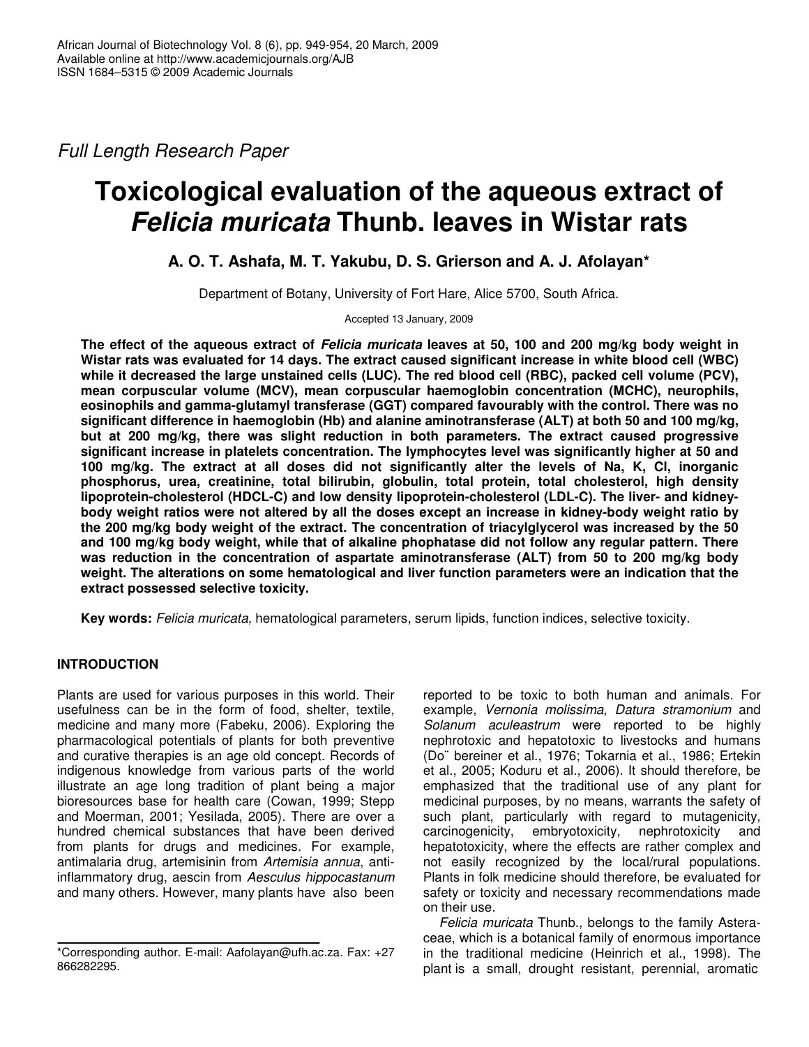*Full Length Research Paper*

# Toxicological evaluation of the aqueous extract of *Felicia muricata* Thunb. leaves in Wistar rats

**A. O. T. Ashafa, M. T. Yakubu, D. S. Grierson and A. J. Afolayan***

Department of Botany, University of Fort Hare, Alice 5700, South Africa.

Accepted 13 January, 2009

**The effect of the aqueous extract of *Felicia muricata* leaves at 50, 100 and 200 mg/kg body weight in Wistar rats was evaluated for 14 days. The extract caused significant increase in white blood cell (WBC) while it decreased the large unstained cells (LUC). The red blood cell (RBC), packed cell volume (PCV), mean corpuscular volume (MCV), mean corpuscular haemoglobin concentration (MCHC), neurophils, eosinophils and gamma-glutamyl transferase (GGT) compared favourably with the control. There was no significant difference in haemoglobin (Hb) and alanine aminotransferase (ALT) at both 50 and 100 mg/kg, but at 200 mg/kg, there was slight reduction in both parameters. The extract caused progressive significant increase in platelets concentration. The lymphocytes level was significantly higher at 50 and 100 mg/kg. The extract at all doses did not significantly alter the levels of Na, K, Cl, inorganic phosphorus, urea, creatinine, total bilirubin, globulin, total protein, total cholesterol, high density lipoprotein-cholesterol (HDCL-C) and low density lipoprotein-cholesterol (LDL-C). The liver- and kidney-body weight ratios were not altered by all the doses except an increase in kidney-body weight ratio by the 200 mg/kg body weight of the extract. The concentration of triacylglycerol was increased by the 50 and 100 mg/kg body weight, while that of alkaline phophatase did not follow any regular pattern. There was reduction in the concentration of aspartate aminotransferase (ALT) from 50 to 200 mg/kg body weight. The alterations on some hematological and liver function parameters were an indication that the extract possessed selective toxicity.**

**Key words:** *Felicia muricata,* hematological parameters, serum lipids, function indices, selective toxicity.

## INTRODUCTION

Plants are used for various purposes in this world. Their usefulness can be in the form of food, shelter, textile, medicine and many more (Fabeku, 2006). Exploring the pharmacological potentials of plants for both preventive and curative therapies is an age old concept. Records of indigenous knowledge from various parts of the world illustrate an age long tradition of plant being a major bioresources base for health care (Cowan, 1999; Stepp and Moerman, 2001; Yesilada, 2005). There are over a hundred chemical substances that have been derived from plants for drugs and medicines. For example, antimalaria drug, artemisinin from *Artemisia annua*, anti-inflammatory drug, aescin from *Aesculus hippocastanum* and many others. However, many plants have also been reported to be toxic to both human and animals. For example, *Vernonia molissima*, *Datura stramonium* and *Solanum aculeastrum* were reported to be highly nephrotoxic and hepatotoxic to livestocks and humans (Do¨ bereiner et al., 1976; Tokarnia et al., 1986; Ertekin et al., 2005; Koduru et al., 2006). It should therefore, be emphasized that the traditional use of any plant for medicinal purposes, by no means, warrants the safety of such plant, particularly with regard to mutagenicity, carcinogenicity, embryotoxicity, nephrotoxicity and hepatotoxicity, where the effects are rather complex and not easily recognized by the local/rural populations. Plants in folk medicine should therefore, be evaluated for safety or toxicity and necessary recommendations made on their use.

*Felicia muricata* Thunb., belongs to the family Asteraceae, which is a botanical family of enormous importance in the traditional medicine (Heinrich et al., 1998). The plant is a small, drought resistant, perennial, aromatic

*Corresponding author. E-mail: Aafolayan@ufh.ac.za. Fax: +27 866282295.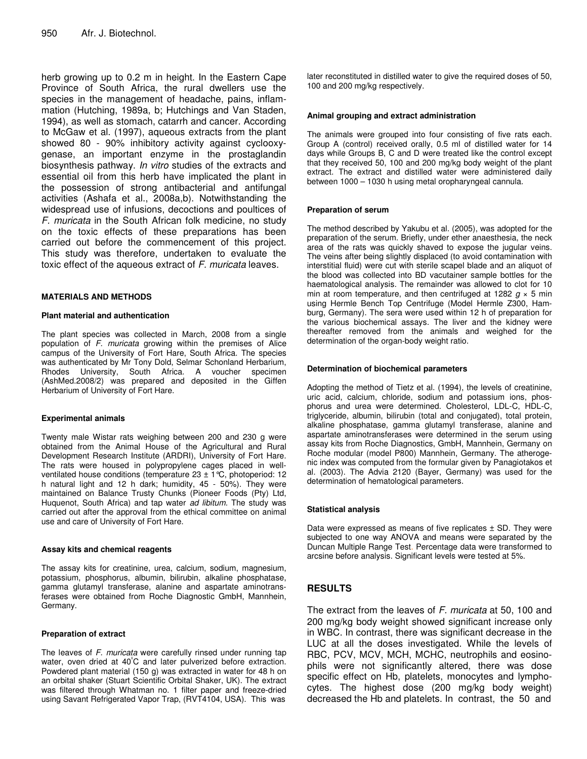herb growing up to 0.2 m in height. In the Eastern Cape Province of South Africa, the rural dwellers use the species in the management of headache, pains, inflammation (Hutching, 1989a, b; Hutchings and Van Staden, 1994), as well as stomach, catarrh and cancer. According to McGaw et al. (1997), aqueous extracts from the plant showed 80 - 90% inhibitory activity against cyclooxygenase, an important enzyme in the prostaglandin biosynthesis pathway. *In vitro* studies of the extracts and essential oil from this herb have implicated the plant in the possession of strong antibacterial and antifungal activities (Ashafa et al., 2008a,b). Notwithstanding the widespread use of infusions, decoctions and poultices of *F. muricata* in the South African folk medicine, no study on the toxic effects of these preparations has been carried out before the commencement of this project. This study was therefore, undertaken to evaluate the toxic effect of the aqueous extract of *F. muricata* leaves.

## MATERIALS AND METHODS

### Plant material and authentication

The plant species was collected in March, 2008 from a single population of *F. muricata* growing within the premises of Alice campus of the University of Fort Hare, South Africa. The species was authenticated by Mr Tony Dold, Selmar Schonland Herbarium, Rhodes University, South Africa. A voucher specimen (AshMed.2008/2) was prepared and deposited in the Giffen Herbarium of University of Fort Hare.

### Experimental animals

Twenty male Wistar rats weighing between 200 and 230 g were obtained from the Animal House of the Agricultural and Rural Development Research Institute (ARDRI), University of Fort Hare. The rats were housed in polypropylene cages placed in well-ventilated house conditions (temperature 23 ± 1℃, photoperiod: 12 h natural light and 12 h dark; humidity, 45 - 50%). They were maintained on Balance Trusty Chunks (Pioneer Foods (Pty) Ltd, Huquenot, South Africa) and tap water *ad libitum.* The study was carried out after the approval from the ethical committee on animal use and care of University of Fort Hare.

### Assay kits and chemical reagents

The assay kits for creatinine, urea, calcium, sodium, magnesium, potassium, phosphorus, albumin, bilirubin, alkaline phosphatase, gamma glutamyl transferase, alanine and aspartate aminotransferases were obtained from Roche Diagnostic GmbH, Mannhein, Germany.

### Preparation of extract

The leaves of *F. muricata* were carefully rinsed under running tap water, oven dried at 40°C and later pulverized before extraction. Powdered plant material (150 g) was extracted in water for 48 h on an orbital shaker (Stuart Scientific Orbital Shaker, UK). The extract was filtered through Whatman no. 1 filter paper and freeze-dried using Savant Refrigerated Vapor Trap, (RVT4104, USA). This was later reconstituted in distilled water to give the required doses of 50, 100 and 200 mg/kg respectively.

### Animal grouping and extract administration

The animals were grouped into four consisting of five rats each. Group A (control) received orally, 0.5 ml of distilled water for 14 days while Groups B, C and D were treated like the control except that they received 50, 100 and 200 mg/kg body weight of the plant extract. The extract and distilled water were administered daily between 1000 – 1030 h using metal oropharyngeal cannula.

### Preparation of serum

The method described by Yakubu et al. (2005), was adopted for the preparation of the serum. Briefly, under ether anaesthesia, the neck area of the rats was quickly shaved to expose the jugular veins. The veins after being slightly displaced (to avoid contamination with interstitial fluid) were cut with sterile scapel blade and an aliquot of the blood was collected into BD vacutainer sample bottles for the haematological analysis. The remainder was allowed to clot for 10 min at room temperature, and then centrifuged at 1282 $g$ × 5 min using Hermle Bench Top Centrifuge (Model Hermle Z300, Hamburg, Germany). The sera were used within 12 h of preparation for the various biochemical assays. The liver and the kidney were thereafter removed from the animals and weighed for the determination of the organ-body weight ratio.

### Determination of biochemical parameters

Adopting the method of Tietz et al. (1994), the levels of creatinine, uric acid, calcium, chloride, sodium and potassium ions, phosphorus and urea were determined. Cholesterol, LDL-C, HDL-C, triglyceride, albumin, bilirubin (total and conjugated), total protein, alkaline phosphatase, gamma glutamyl transferase, alanine and aspartate aminotransferases were determined in the serum using assay kits from Roche Diagnostics, GmbH, Mannhein, Germany on Roche modular (model P800) Mannhein, Germany. The atherogenic index was computed from the formular given by Panagiotakos et al. (2003). The Advia 2120 (Bayer, Germany) was used for the determination of hematological parameters.

### Statistical analysis

Data were expressed as means of five replicates ± SD. They were subjected to one way ANOVA and means were separated by the Duncan Multiple Range Test. Percentage data were transformed to arcsine before analysis. Significant levels were tested at 5%.

## RESULTS

The extract from the leaves of *F. muricata* at 50, 100 and 200 mg/kg body weight showed significant increase only in WBC. In contrast, there was significant decrease in the LUC at all the doses investigated. While the levels of RBC, PCV, MCV, MCH, MCHC, neutrophils and eosinophils were not significantly altered, there was dose specific effect on Hb, platelets, monocytes and lymphocytes. The highest dose (200 mg/kg body weight) decreased the Hb and platelets. In contrast, the 50 and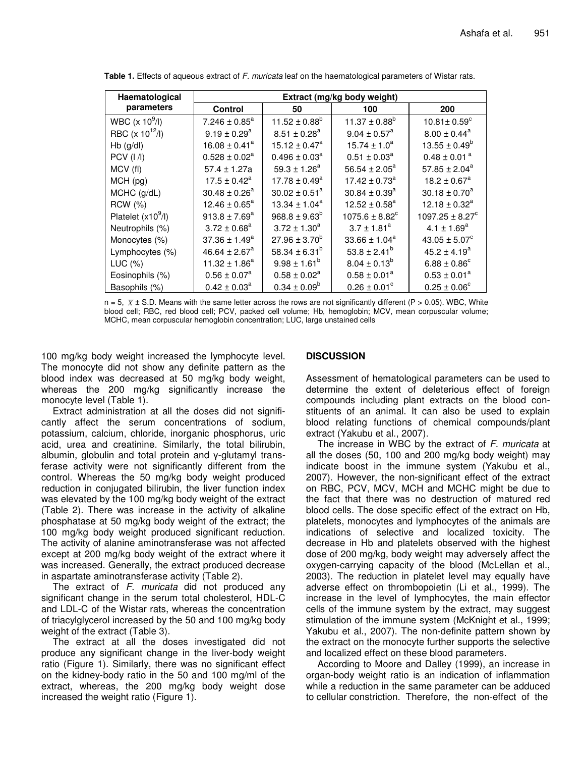**Table 1.** Effects of aqueous extract of *F. muricata* leaf on the haematological parameters of Wistar rats.

| Haematological parameters | Extract (mg/kg body weight) | | | |
|---|---|---|---|---|
| | Control | 50 | 100 | 200 |
| WBC (x $10^9$/l) | $7.246 \pm 0.85^a$ | $11.52 \pm 0.88^b$ | $11.37 \pm 0.88^b$ | $10.81 \pm 0.59^c$ |
| RBC (x $10^{12}$/l) | $9.19 \pm 0.29^a$ | $8.51 \pm 0.28^a$ | $9.04 \pm 0.57^a$ | $8.00 \pm 0.44^a$ |
| Hb (g/dl) | $16.08 \pm 0.41^a$ | $15.12 \pm 0.47^a$ | $15.74 \pm 1.0^a$ | $13.55 \pm 0.49^b$ |
| PCV (l /l) | $0.528 \pm 0.02^a$ | $0.496 \pm 0.03^a$ | $0.51 \pm 0.03^a$ | $0.48 \pm 0.01^a$ |
| MCV (fl) | $57.4 \pm 1.27$a | $59.3 \pm 1.26^a$ | $56.54 \pm 2.05^a$ | $57.85 \pm 2.04^a$ |
| MCH (pg) | $17.5 \pm 0.42^a$ | $17.78 \pm 0.49^a$ | $17.42 \pm 0.73^a$ | $18.2 \pm 0.67^a$ |
| MCHC (g/dL) | $30.48 \pm 0.26^a$ | $30.02 \pm 0.51^a$ | $30.84 \pm 0.39^a$ | $30.18 \pm 0.70^a$ |
| RCW (%) | $12.46 \pm 0.65^a$ | $13.34 \pm 1.04^a$ | $12.52 \pm 0.58^a$ | $12.18 \pm 0.32^a$ |
| Platelet (x$10^9$/l) | $913.8 \pm 7.69^a$ | $968.8 \pm 9.63^b$ | $1075.6 \pm 8.82^c$ | $1097.25 \pm 8.27^c$ |
| Neutrophils (%) | $3.72 \pm 0.68^a$ | $3.72 \pm 1.30^a$ | $3.7 \pm 1.81^a$ | $4.1 \pm 1.69^a$ |
| Monocytes (%) | $37.36 \pm 1.49^a$ | $27.96 \pm 3.70^b$ | $33.66 \pm 1.04^a$ | $43.05 \pm 5.07^c$ |
| Lymphocytes (%) | $46.64 \pm 2.67^a$ | $58.34 \pm 6.31^b$ | $53.8 \pm 2.41^b$ | $45.2 \pm 4.19^a$ |
| LUC (%) | $11.32 \pm 1.86^a$ | $9.98 \pm 1.61^b$ | $8.04 \pm 0.13^b$ | $6.88 \pm 0.86^c$ |
| Eosinophils (%) | $0.56 \pm 0.07^a$ | $0.58 \pm 0.02^a$ | $0.58 \pm 0.01^a$ | $0.53 \pm 0.01^a$ |
| Basophils (%) | $0.42 \pm 0.03^a$ | $0.34 \pm 0.09^b$ | $0.26 \pm 0.01^c$ | $0.25 \pm 0.06^c$ |

n = 5, $\overline{X} \pm$ S.D. Means with the same letter across the rows are not significantly different (P > 0.05). WBC, White blood cell; RBC, red blood cell; PCV, packed cell volume; Hb, hemoglobin; MCV, mean corpuscular volume; MCHC, mean corpuscular hemoglobin concentration; LUC, large unstained cells

100 mg/kg body weight increased the lymphocyte level. The monocyte did not show any definite pattern as the blood index was decreased at 50 mg/kg body weight, whereas the 200 mg/kg significantly increase the monocyte level (Table 1).

Extract administration at all the doses did not significantly affect the serum concentrations of sodium, potassium, calcium, chloride, inorganic phosphorus, uric acid, urea and creatinine. Similarly, the total bilirubin, albumin, globulin and total protein and γ-glutamyl transferase activity were not significantly different from the control. Whereas the 50 mg/kg body weight produced reduction in conjugated bilirubin, the liver function index was elevated by the 100 mg/kg body weight of the extract (Table 2). There was increase in the activity of alkaline phosphatase at 50 mg/kg body weight of the extract; the 100 mg/kg body weight produced significant reduction. The activity of alanine aminotransferase was not affected except at 200 mg/kg body weight of the extract where it was increased. Generally, the extract produced decrease in aspartate aminotransferase activity (Table 2).

The extract of *F. muricata* did not produced any significant change in the serum total cholesterol, HDL-C and LDL-C of the Wistar rats, whereas the concentration of triacylglycerol increased by the 50 and 100 mg/kg body weight of the extract (Table 3).

The extract at all the doses investigated did not produce any significant change in the liver-body weight ratio (Figure 1). Similarly, there was no significant effect on the kidney-body ratio in the 50 and 100 mg/ml of the extract, whereas, the 200 mg/kg body weight dose increased the weight ratio (Figure 1).

## DISCUSSION

Assessment of hematological parameters can be used to determine the extent of deleterious effect of foreign compounds including plant extracts on the blood constituents of an animal. It can also be used to explain blood relating functions of chemical compounds/plant extract (Yakubu et al., 2007).

The increase in WBC by the extract of *F. muricata* at all the doses (50, 100 and 200 mg/kg body weight) may indicate boost in the immune system (Yakubu et al., 2007). However, the non-significant effect of the extract on RBC, PCV, MCV, MCH and MCHC might be due to the fact that there was no destruction of matured red blood cells. The dose specific effect of the extract on Hb, platelets, monocytes and lymphocytes of the animals are indications of selective and localized toxicity. The decrease in Hb and platelets observed with the highest dose of 200 mg/kg, body weight may adversely affect the oxygen-carrying capacity of the blood (McLellan et al., 2003). The reduction in platelet level may equally have adverse effect on thrombopoietin (Li et al., 1999). The increase in the level of lymphocytes, the main effector cells of the immune system by the extract, may suggest stimulation of the immune system (McKnight et al., 1999; Yakubu et al., 2007). The non-definite pattern shown by the extract on the monocyte further supports the selective and localized effect on these blood parameters.

According to Moore and Dalley (1999), an increase in organ-body weight ratio is an indication of inflammation while a reduction in the same parameter can be adduced to cellular constriction. Therefore, the non-effect of the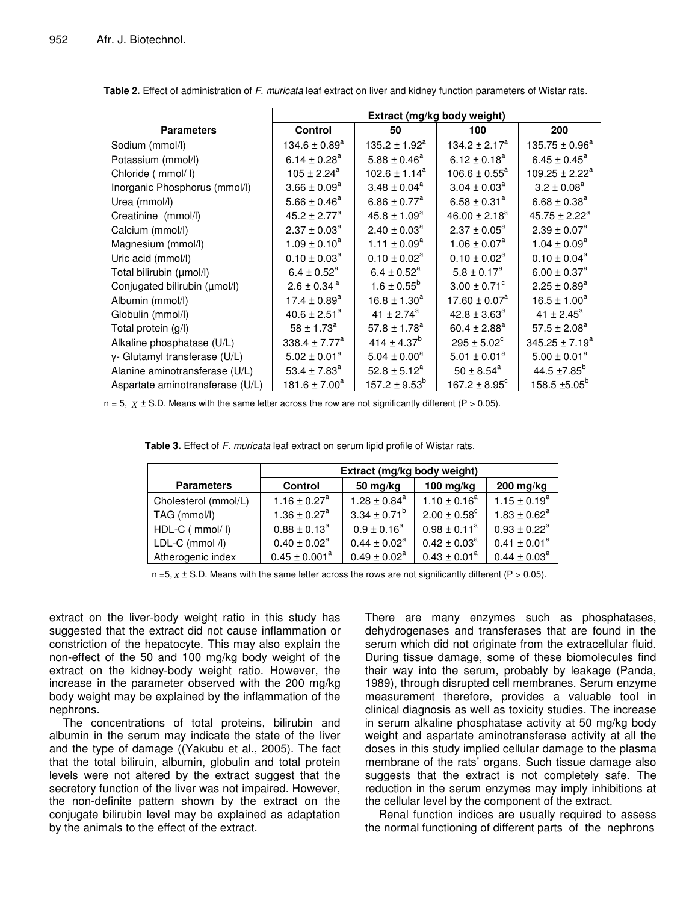**Table 2.** Effect of administration of *F. muricata* leaf extract on liver and kidney function parameters of Wistar rats.

| Parameters | Extract (mg/kg body weight) | | | |
|---|---|---|---|---|
| | Control | 50 | 100 | 200 |
| Sodium (mmol/l) | 134.6 ± 0.89[a] | 135.2 ± 1.92[a] | 134.2 ± 2.17[a] | 135.75 ± 0.96[a] |
| Potassium (mmol/l) | 6.14 ± 0.28[a] | 5.88 ± 0.46[a] | 6.12 ± 0.18[a] | 6.45 ± 0.45[a] |
| Chloride ( mmol/ l) | 105 ± 2.24[a] | 102.6 ± 1.14[a] | 106.6 ± 0.55[a] | 109.25 ± 2.22[a] |
| Inorganic Phosphorus (mmol/l) | 3.66 ± 0.09[a] | 3.48 ± 0.04[a] | 3.04 ± 0.03[a] | 3.2 ± 0.08[a] |
| Urea (mmol/l) | 5.66 ± 0.46[a] | 6.86 ± 0.77[a] | 6.58 ± 0.31[a] | 6.68 ± 0.38[a] |
| Creatinine (mmol/l) | 45.2 ± 2.77[a] | 45.8 ± 1.09[a] | 46.00 ± 2.18[a] | 45.75 ± 2.22[a] |
| Calcium (mmol/l) | 2.37 ± 0.03[a] | 2.40 ± 0.03[a] | 2.37 ± 0.05[a] | 2.39 ± 0.07[a] |
| Magnesium (mmol/l) | 1.09 ± 0.10[a] | 1.11 ± 0.09[a] | 1.06 ± 0.07[a] | 1.04 ± 0.09[a] |
| Uric acid (mmol/l) | 0.10 ± 0.03[a] | 0.10 ± 0.02[a] | 0.10 ± 0.02[a] | 0.10 ± 0.04[a] |
| Total bilirubin (µmol/l) | 6.4 ± 0.52[a] | 6.4 ± 0.52[a] | 5.8 ± 0.17[a] | 6.00 ± 0.37[a] |
| Conjugated bilirubin (µmol/l) | 2.6 ± 0.34[a] | 1.6 ± 0.55[b] | 3.00 ± 0.71[c] | 2.25 ± 0.89[a] |
| Albumin (mmol/l) | 17.4 ± 0.89[a] | 16.8 ± 1.30[a] | 17.60 ± 0.07[a] | 16.5 ± 1.00[a] |
| Globulin (mmol/l) | 40.6 ± 2.51[a] | 41 ± 2.74[a] | 42.8 ± 3.63[a] | 41 ± 2.45[a] |
| Total protein (g/l) | 58 ± 1.73[a] | 57.8 ± 1.78[a] | 60.4 ± 2.88[a] | 57.5 ± 2.08[a] |
| Alkaline phosphatase (U/L) | 338.4 ± 7.77[a] | 414 ± 4.37[b] | 295 ± 5.02[c] | 345.25 ± 7.19[a] |
| γ- Glutamyl transferase (U/L) | 5.02 ± 0.01[a] | 5.04 ± 0.00[a] | 5.01 ± 0.01[a] | 5.00 ± 0.01[a] |
| Alanine aminotransferase (U/L) | 53.4 ± 7.83[a] | 52.8 ± 5.12[a] | 50 ± 8.54[a] | 44.5 ±7.85[b] |
| Aspartate aminotransferase (U/L) | 181.6 ± 7.00[a] | 157.2 ± 9.53[b] | 167.2 ± 8.95[c] | 158.5 ±5.05[b] |

n = 5, $\overline{X}$ ± S.D. Means with the same letter across the row are not significantly different (P > 0.05).

**Table 3.** Effect of *F. muricata* leaf extract on serum lipid profile of Wistar rats.

| Parameters | Extract (mg/kg body weight) | | | |
|---|---|---|---|---|
| | Control | 50 mg/kg | 100 mg/kg | 200 mg/kg |
| Cholesterol (mmol/L) | 1.16 ± 0.27[a] | 1.28 ± 0.84[a] | 1.10 ± 0.16[a] | 1.15 ± 0.19[a] |
| TAG (mmol/l) | 1.36 ± 0.27[a] | 3.34 ± 0.71[b] | 2.00 ± 0.58[c] | 1.83 ± 0.62[a] |
| HDL-C ( mmol/ l) | 0.88 ± 0.13[a] | 0.9 ± 0.16[a] | 0.98 ± 0.11[a] | 0.93 ± 0.22[a] |
| LDL-C (mmol /l) | 0.40 ± 0.02[a] | 0.44 ± 0.02[a] | 0.42 ± 0.03[a] | 0.41 ± 0.01[a] |
| Atherogenic index | 0.45 ± 0.001[a] | 0.49 ± 0.02[a] | 0.43 ± 0.01[a] | 0.44 ± 0.03[a] |

n =5, $\overline{X}$ ± S.D. Means with the same letter across the rows are not significantly different (P > 0.05).

extract on the liver-body weight ratio in this study has suggested that the extract did not cause inflammation or constriction of the hepatocyte. This may also explain the non-effect of the 50 and 100 mg/kg body weight of the extract on the kidney-body weight ratio. However, the increase in the parameter observed with the 200 mg/kg body weight may be explained by the inflammation of the nephrons.

The concentrations of total proteins, bilirubin and albumin in the serum may indicate the state of the liver and the type of damage ((Yakubu et al., 2005). The fact that the total biliruin, albumin, globulin and total protein levels were not altered by the extract suggest that the secretory function of the liver was not impaired. However, the non-definite pattern shown by the extract on the conjugate bilirubin level may be explained as adaptation by the animals to the effect of the extract.

There are many enzymes such as phosphatases, dehydrogenases and transferases that are found in the serum which did not originate from the extracellular fluid. During tissue damage, some of these biomolecules find their way into the serum, probably by leakage (Panda, 1989), through disrupted cell membranes. Serum enzyme measurement therefore, provides a valuable tool in clinical diagnosis as well as toxicity studies. The increase in serum alkaline phosphatase activity at 50 mg/kg body weight and aspartate aminotransferase activity at all the doses in this study implied cellular damage to the plasma membrane of the rats' organs. Such tissue damage also suggests that the extract is not completely safe. The reduction in the serum enzymes may imply inhibitions at the cellular level by the component of the extract.

Renal function indices are usually required to assess the normal functioning of different parts of the nephrons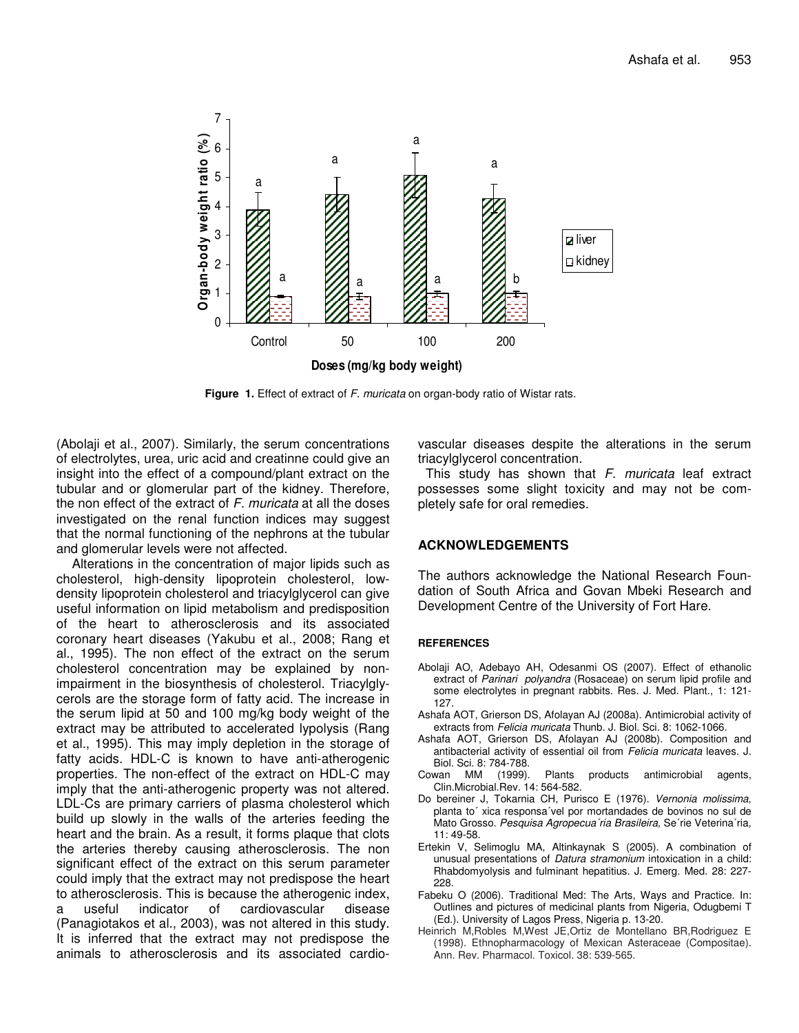**Figure 1.** Effect of extract of *F. muricata* on organ-body ratio of Wistar rats.

(Abolaji et al., 2007). Similarly, the serum concentrations of electrolytes, urea, uric acid and creatinne could give an insight into the effect of a compound/plant extract on the tubular and or glomerular part of the kidney. Therefore, the non effect of the extract of *F. muricata* at all the doses investigated on the renal function indices may suggest that the normal functioning of the nephrons at the tubular and glomerular levels were not affected.

Alterations in the concentration of major lipids such as cholesterol, high-density lipoprotein cholesterol, low-density lipoprotein cholesterol and triacylglycerol can give useful information on lipid metabolism and predisposition of the heart to atherosclerosis and its associated coronary heart diseases (Yakubu et al., 2008; Rang et al., 1995). The non effect of the extract on the serum cholesterol concentration may be explained by non-impairment in the biosynthesis of cholesterol. Triacylglycerols are the storage form of fatty acid. The increase in the serum lipid at 50 and 100 mg/kg body weight of the extract may be attributed to accelerated lypolysis (Rang et al., 1995). This may imply depletion in the storage of fatty acids. HDL-C is known to have anti-atherogenic properties. The non-effect of the extract on HDL-C may imply that the anti-atherogenic property was not altered. LDL-Cs are primary carriers of plasma cholesterol which build up slowly in the walls of the arteries feeding the heart and the brain. As a result, it forms plaque that clots the arteries thereby causing atherosclerosis. The non significant effect of the extract on this serum parameter could imply that the extract may not predispose the heart to atherosclerosis. This is because the atherogenic index, a useful indicator of cardiovascular disease (Panagiotakos et al., 2003), was not altered in this study. It is inferred that the extract may not predispose the animals to atherosclerosis and its associated cardiovascular diseases despite the alterations in the serum triacylglycerol concentration.

This study has shown that *F. muricata* leaf extract possesses some slight toxicity and may not be completely safe for oral remedies.

## ACKNOWLEDGEMENTS

The authors acknowledge the National Research Foundation of South Africa and Govan Mbeki Research and Development Centre of the University of Fort Hare.

### REFERENCES

Abolaji AO, Adebayo AH, Odesanmi OS (2007). Effect of ethanolic extract of *Parinari polyandra* (Rosaceae) on serum lipid profile and some electrolytes in pregnant rabbits. Res. J. Med. Plant., 1: 121-127.

Ashafa AOT, Grierson DS, Afolayan AJ (2008a). Antimicrobial activity of extracts from *Felicia muricata* Thunb. J. Biol. Sci. 8: 1062-1066.

Ashafa AOT, Grierson DS, Afolayan AJ (2008b). Composition and antibacterial activity of essential oil from *Felicia muricata* leaves. J. Biol. Sci. 8: 784-788.

Cowan MM (1999). Plants products antimicrobial agents, Clin.Microbial.Rev. 14: 564-582.

Do bereiner J, Tokarnia CH, Purisco E (1976). *Vernonia molissima*, planta to´ xica responsa´vel por mortandades de bovinos no sul de Mato Grosso. *Pesquisa Agropecua´ria Brasileira*, Se´rie Veterina´ria, 11: 49-58.

Ertekin V, Selimoglu MA, Altinkaynak S (2005). A combination of unusual presentations of *Datura stramonium* intoxication in a child: Rhabdomyolysis and fulminant hepatitius. J. Emerg. Med. 28: 227-228.

Fabeku O (2006). Traditional Med: The Arts, Ways and Practice. In: Outlines and pictures of medicinal plants from Nigeria, Odugbemi T (Ed.). University of Lagos Press, Nigeria p. 13-20.

Heinrich M,Robles M,West JE,Ortiz de Montellano BR,Rodriguez E (1998). Ethnopharmacology of Mexican Asteraceae (Compositae). Ann. Rev. Pharmacol. Toxicol. 38: 539-565.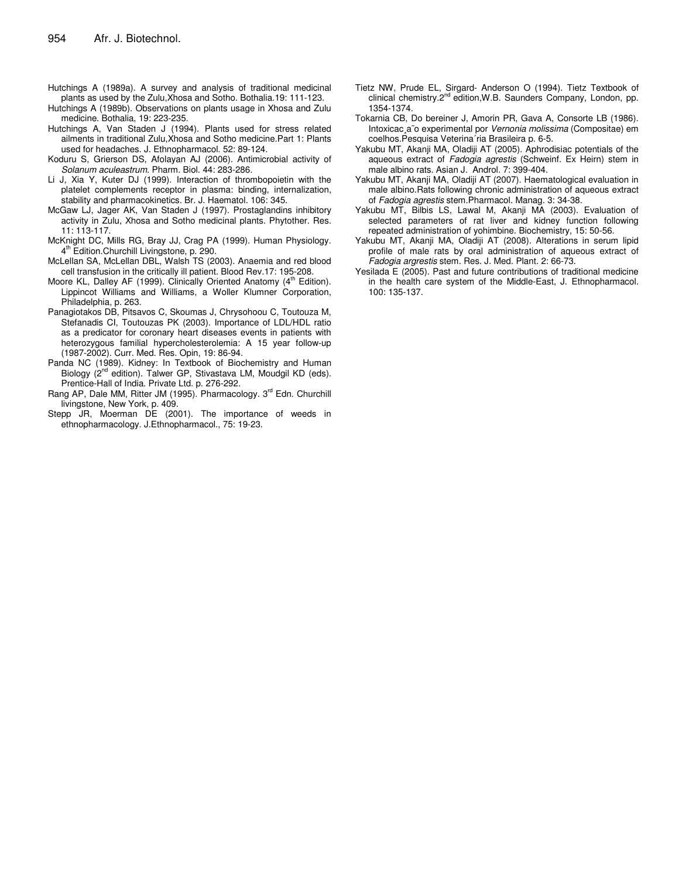Hutchings A (1989a). A survey and analysis of traditional medicinal plants as used by the Zulu,Xhosa and Sotho. Bothalia.19: 111-123.

Hutchings A (1989b). Observations on plants usage in Xhosa and Zulu medicine. Bothalia, 19: 223-235.

Hutchings A, Van Staden J (1994). Plants used for stress related ailments in traditional Zulu,Xhosa and Sotho medicine.Part 1: Plants used for headaches. J. Ethnopharmacol. 52: 89-124.

Koduru S, Grierson DS, Afolayan AJ (2006). Antimicrobial activity of *Solanum aculeastrum*. Pharm. Biol. 44: 283-286.

Li J, Xia Y, Kuter DJ (1999). Interaction of thrombopoietin with the platelet complements receptor in plasma: binding, internalization, stability and pharmacokinetics. Br. J. Haematol. 106: 345.

McGaw LJ, Jager AK, Van Staden J (1997). Prostaglandins inhibitory activity in Zulu, Xhosa and Sotho medicinal plants. Phytother. Res. 11: 113-117.

McKnight DC, Mills RG, Bray JJ, Crag PA (1999). Human Physiology. 4th Edition.Churchill Livingstone, p. 290.

McLellan SA, McLellan DBL, Walsh TS (2003). Anaemia and red blood cell transfusion in the critically ill patient. Blood Rev.17: 195-208.

Moore KL, Dalley AF (1999). Clinically Oriented Anatomy (4th Edition). Lippincot Williams and Williams, a Woller Klumner Corporation, Philadelphia, p. 263.

Panagiotakos DB, Pitsavos C, Skoumas J, Chrysohoou C, Toutouza M, Stefanadis CI, Toutouzas PK (2003). Importance of LDL/HDL ratio as a predicator for coronary heart diseases events in patients with heterozygous familial hypercholesterolemia: A 15 year follow-up (1987-2002). Curr. Med. Res. Opin, 19: 86-94.

Panda NC (1989). Kidney: In Textbook of Biochemistry and Human Biology (2nd edition). Talwer GP, Stivastava LM, Moudgil KD (eds). Prentice-Hall of India. Private Ltd. p. 276-292.

Rang AP, Dale MM, Ritter JM (1995). Pharmacology. 3rd Edn. Churchill livingstone, New York, p. 409.

Stepp JR, Moerman DE (2001). The importance of weeds in ethnopharmacology. J.Ethnopharmacol., 75: 19-23.

Tietz NW, Prude EL, Sirgard- Anderson O (1994). Tietz Textbook of clinical chemistry.2nd edition,W.B. Saunders Company, London, pp. 1354-1374.

Tokarnia CB, Do bereiner J, Amorin PR, Gava A, Consorte LB (1986). Intoxicac¸a˜o experimental por *Vernonia molissima* (Compositae) em coelhos.Pesquisa Veterina´ria Brasileira p. 6-5.

Yakubu MT, Akanji MA, Oladiji AT (2005). Aphrodisiac potentials of the aqueous extract of *Fadogia agrestis* (Schweinf. Ex Heirn) stem in male albino rats. Asian J. Androl. 7: 399-404.

Yakubu MT, Akanji MA, Oladiji AT (2007). Haematological evaluation in male albino.Rats following chronic administration of aqueous extract of *Fadogia agrestis* stem.Pharmacol. Manag. 3: 34-38.

Yakubu MT, Bilbis LS, Lawal M, Akanji MA (2003). Evaluation of selected parameters of rat liver and kidney function following repeated administration of yohimbine. Biochemistry, 15: 50-56.

Yakubu MT, Akanji MA, Oladiji AT (2008). Alterations in serum lipid profile of male rats by oral administration of aqueous extract of *Fadogia argrestis* stem. Res. J. Med. Plant. 2: 66-73.

Yesilada E (2005). Past and future contributions of traditional medicine in the health care system of the Middle-East, J. Ethnopharmacol. 100: 135-137.